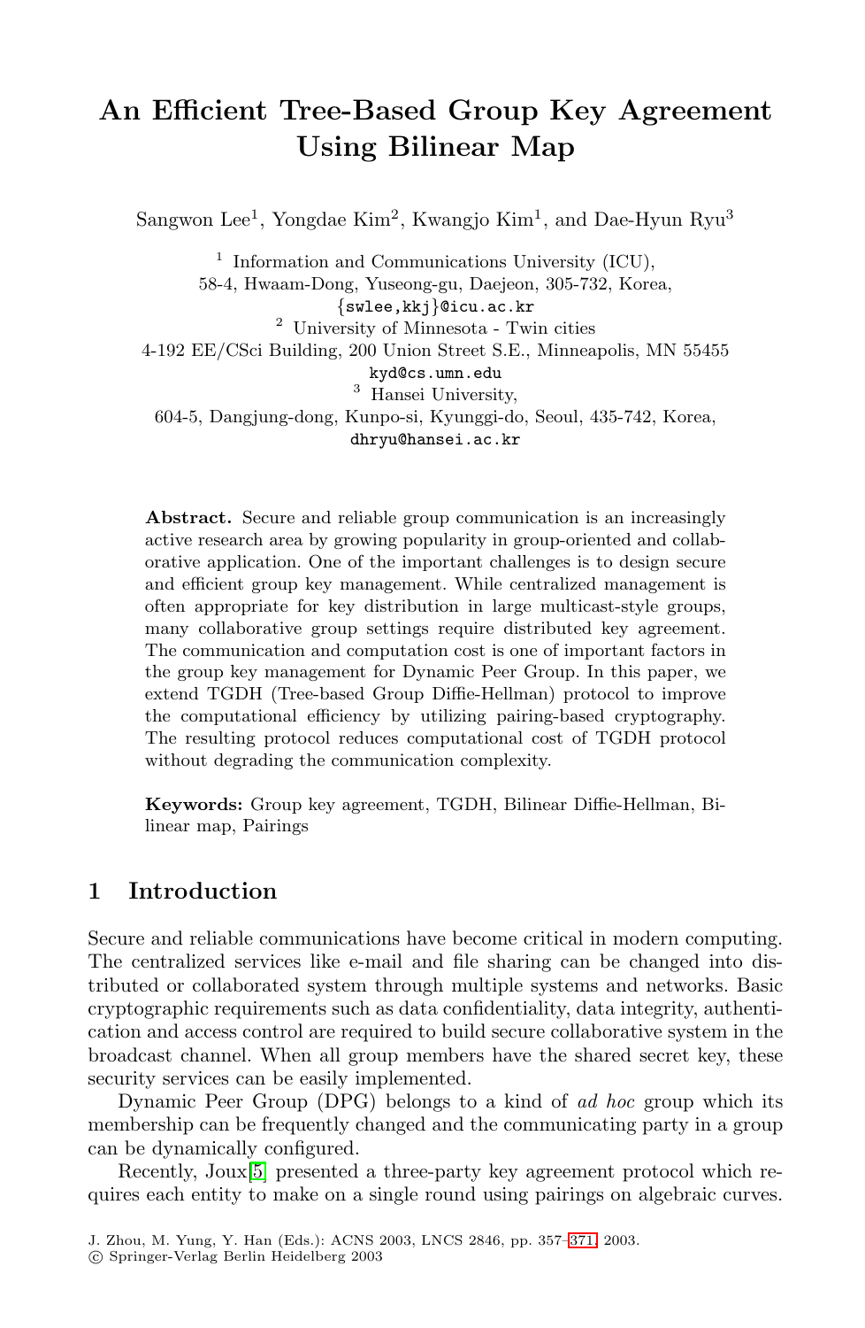# An Efficient Tree-Based Group Key Agreement Using Bilinear Map

Sangwon Lee[1], Yongdae Kim[2], Kwangjo Kim[1], and Dae-Hyun Ryu[3]

[1] Information and Communications University (ICU),
58-4, Hwaam-Dong, Yuseong-gu, Daejeon, 305-732, Korea,
{swlee,kkj}@icu.ac.kr

[2] University of Minnesota - Twin cities
4-192 EE/CSci Building, 200 Union Street S.E., Minneapolis, MN 55455
kyd@cs.umn.edu

[3] Hansei University,
604-5, Dangjung-dong, Kunpo-si, Kyunggi-do, Seoul, 435-742, Korea,
dhryu@hansei.ac.kr

**Abstract.** Secure and reliable group communication is an increasingly active research area by growing popularity in group-oriented and collaborative application. One of the important challenges is to design secure and efficient group key management. While centralized management is often appropriate for key distribution in large multicast-style groups, many collaborative group settings require distributed key agreement. The communication and computation cost is one of important factors in the group key management for Dynamic Peer Group. In this paper, we extend TGDH (Tree-based Group Diffie-Hellman) protocol to improve the computational efficiency by utilizing pairing-based cryptography. The resulting protocol reduces computational cost of TGDH protocol without degrading the communication complexity.

**Keywords:** Group key agreement, TGDH, Bilinear Diffie-Hellman, Bilinear map, Pairings

## 1 Introduction

Secure and reliable communications have become critical in modern computing. The centralized services like e-mail and file sharing can be changed into distributed or collaborated system through multiple systems and networks. Basic cryptographic requirements such as data confidentiality, data integrity, authentication and access control are required to build secure collaborative system in the broadcast channel. When all group members have the shared secret key, these security services can be easily implemented.

Dynamic Peer Group (DPG) belongs to a kind of *ad hoc* group which its membership can be frequently changed and the communicating party in a group can be dynamically configured.

Recently, Joux[5] presented a three-party key agreement protocol which requires each entity to make on a single round using pairings on algebraic curves.

J. Zhou, M. Yung, Y. Han (Eds.): ACNS 2003, LNCS 2846, pp. 357–371, 2003.
© Springer-Verlag Berlin Heidelberg 2003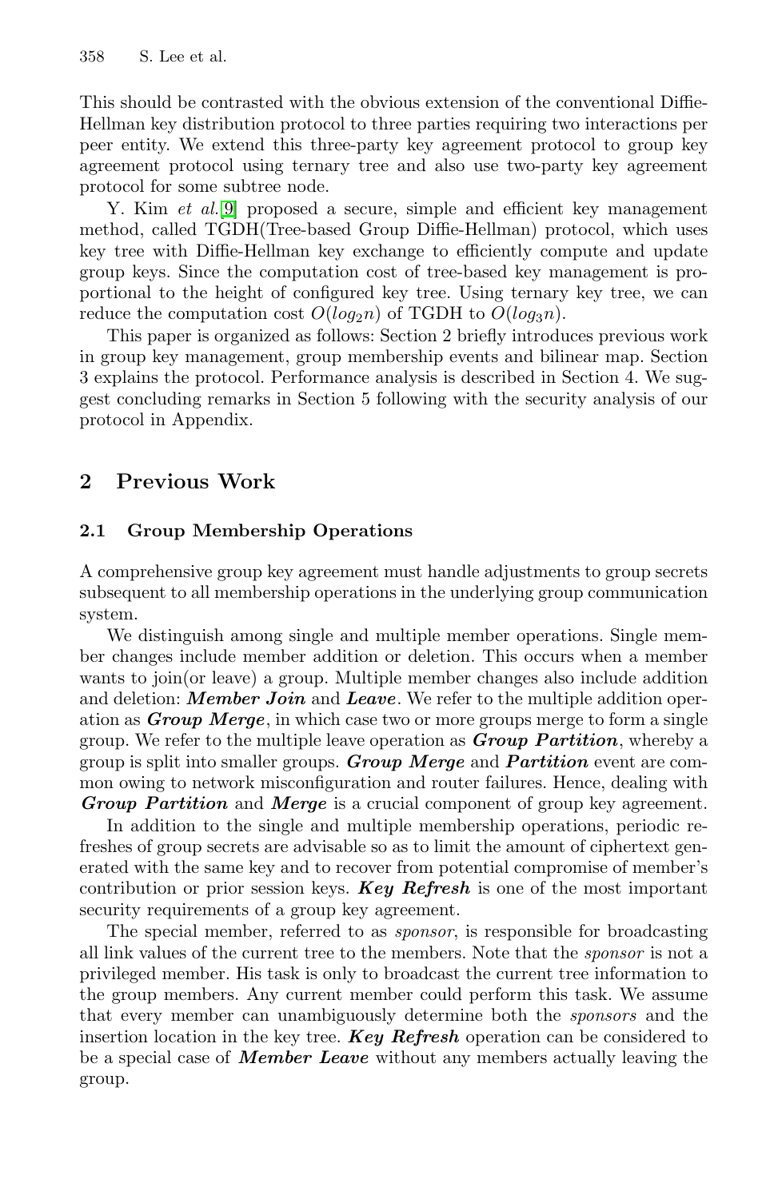This should be contrasted with the obvious extension of the conventional Diffie-Hellman key distribution protocol to three parties requiring two interactions per peer entity. We extend this three-party key agreement protocol to group key agreement protocol using ternary tree and also use two-party key agreement protocol for some subtree node.

Y. Kim *et al.*[9] proposed a secure, simple and efficient key management method, called TGDH(Tree-based Group Diffie-Hellman) protocol, which uses key tree with Diffie-Hellman key exchange to efficiently compute and update group keys. Since the computation cost of tree-based key management is proportional to the height of configured key tree. Using ternary key tree, we can reduce the computation cost $O(log_2 n)$ of TGDH to $O(log_3 n)$.

This paper is organized as follows: Section 2 briefly introduces previous work in group key management, group membership events and bilinear map. Section 3 explains the protocol. Performance analysis is described in Section 4. We suggest concluding remarks in Section 5 following with the security analysis of our protocol in Appendix.

## 2 Previous Work

### 2.1 Group Membership Operations

A comprehensive group key agreement must handle adjustments to group secrets subsequent to all membership operations in the underlying group communication system.

We distinguish among single and multiple member operations. Single member changes include member addition or deletion. This occurs when a member wants to join(or leave) a group. Multiple member changes also include addition and deletion: ***Member Join*** and ***Leave***. We refer to the multiple addition operation as ***Group Merge***, in which case two or more groups merge to form a single group. We refer to the multiple leave operation as ***Group Partition***, whereby a group is split into smaller groups. ***Group Merge*** and ***Partition*** event are common owing to network misconfiguration and router failures. Hence, dealing with ***Group Partition*** and ***Merge*** is a crucial component of group key agreement.

In addition to the single and multiple membership operations, periodic refreshes of group secrets are advisable so as to limit the amount of ciphertext generated with the same key and to recover from potential compromise of member's contribution or prior session keys. ***Key Refresh*** is one of the most important security requirements of a group key agreement.

The special member, referred to as *sponsor*, is responsible for broadcasting all link values of the current tree to the members. Note that the *sponsor* is not a privileged member. His task is only to broadcast the current tree information to the group members. Any current member could perform this task. We assume that every member can unambiguously determine both the *sponsors* and the insertion location in the key tree. ***Key Refresh*** operation can be considered to be a special case of ***Member Leave*** without any members actually leaving the group.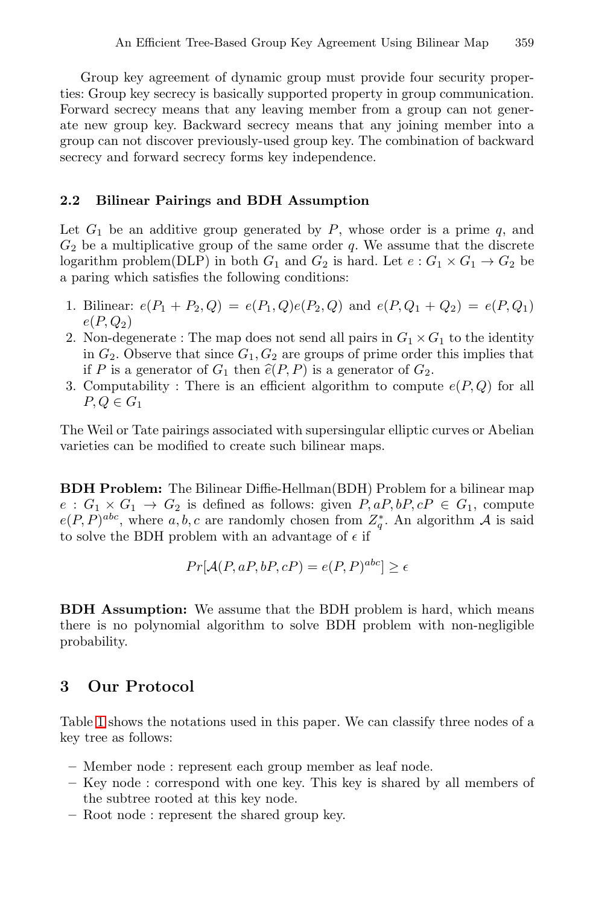Group key agreement of dynamic group must provide four security properties: Group key secrecy is basically supported property in group communication. Forward secrecy means that any leaving member from a group can not generate new group key. Backward secrecy means that any joining member into a group can not discover previously-used group key. The combination of backward secrecy and forward secrecy forms key independence.

### 2.2 Bilinear Pairings and BDH Assumption

Let $G_1$ be an additive group generated by $P$, whose order is a prime $q$, and $G_2$ be a multiplicative group of the same order $q$. We assume that the discrete logarithm problem(DLP) in both $G_1$ and $G_2$ is hard. Let $e : G_1 \times G_1 \rightarrow G_2$ be a paring which satisfies the following conditions:

1. Bilinear: $e(P_1 + P_2, Q) = e(P_1, Q)e(P_2, Q)$ and $e(P, Q_1 + Q_2) = e(P, Q_1)$ $e(P, Q_2)$
2. Non-degenerate : The map does not send all pairs in $G_1 \times G_1$ to the identity in $G_2$. Observe that since $G_1, G_2$ are groups of prime order this implies that if $P$ is a generator of $G_1$ then $\hat{e}(P, P)$ is a generator of $G_2$.
3. Computability : There is an efficient algorithm to compute $e(P, Q)$ for all $P, Q \in G_1$

The Weil or Tate pairings associated with supersingular elliptic curves or Abelian varieties can be modified to create such bilinear maps.

**BDH Problem:** The Bilinear Diffie-Hellman(BDH) Problem for a bilinear map $e : G_1 \times G_1 \rightarrow G_2$ is defined as follows: given $P, aP, bP, cP \in G_1$, compute $e(P, P)^{abc}$, where $a, b, c$ are randomly chosen from $Z_q^*$. An algorithm $\mathcal{A}$ is said to solve the BDH problem with an advantage of $\epsilon$ if

$$Pr[\mathcal{A}(P, aP, bP, cP) = e(P, P)^{abc}] \geq \epsilon$$

**BDH Assumption:** We assume that the BDH problem is hard, which means there is no polynomial algorithm to solve BDH problem with non-negligible probability.

## 3 Our Protocol

Table 1 shows the notations used in this paper. We can classify three nodes of a key tree as follows:

- Member node : represent each group member as leaf node.
- Key node : correspond with one key. This key is shared by all members of the subtree rooted at this key node.
- Root node : represent the shared group key.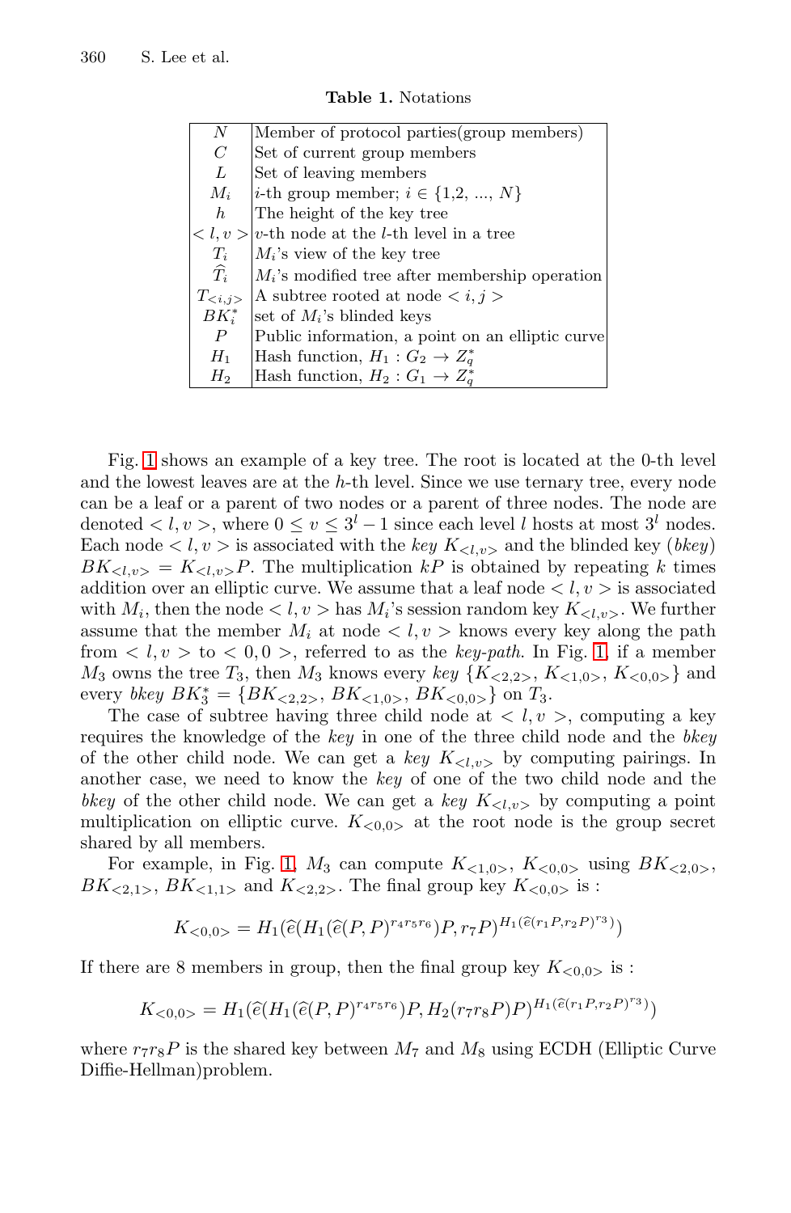**Table 1.** Notations

| | |
|---|---|
| $N$ | Member of protocol parties(group members) |
| $C$ | Set of current group members |
| $L$ | Set of leaving members |
| $M_i$ | $i$-th group member; $i \in \{1,2, ..., N\}$ |
| $h$ | The height of the key tree |
| $< l, v >$ | $v$-th node at the $l$-th level in a tree |
| $T_i$ | $M_i$'s view of the key tree |
| $\widehat{T}_i$ | $M_i$'s modified tree after membership operation |
| $T_{<i,j>}$ | A subtree rooted at node $< i, j >$ |
| $BK_i^*$ | set of $M_i$'s blinded keys |
| $P$ | Public information, a point on an elliptic curve |
| $H_1$ | Hash function, $H_1 : G_2 \rightarrow Z_q^*$ |
| $H_2$ | Hash function, $H_2 : G_1 \rightarrow Z_q^*$ |

Fig. 1 shows an example of a key tree. The root is located at the 0-th level and the lowest leaves are at the $h$-th level. Since we use ternary tree, every node can be a leaf or a parent of two nodes or a parent of three nodes. The node are denoted $< l, v >$, where $0 \leq v \leq 3^l - 1$ since each level $l$ hosts at most $3^l$ nodes. Each node $< l, v >$ is associated with the *key* $K_{<l,v>}$ and the blinded key (*bkey*) $BK_{<l,v>} = K_{<l,v>}P$. The multiplication $kP$ is obtained by repeating $k$ times addition over an elliptic curve. We assume that a leaf node $< l, v >$ is associated with $M_i$, then the node $< l, v >$ has $M_i$'s session random key $K_{<l,v>}$. We further assume that the member $M_i$ at node $< l, v >$ knows every key along the path from $< l, v >$ to $< 0, 0 >$, referred to as the *key-path*. In Fig. 1, if a member $M_3$ owns the tree $T_3$, then $M_3$ knows every *key* $\{K_{<2,2>}, K_{<1,0>}, K_{<0,0>}\}$ and every *bkey* $BK_3^* = \{BK_{<2,2>}, BK_{<1,0>}, BK_{<0,0>}\}$ on $T_3$.

The case of subtree having three child node at $< l, v >$, computing a key requires the knowledge of the *key* in one of the three child node and the *bkey* of the other child node. We can get a *key* $K_{<l,v>}$ by computing pairings. In another case, we need to know the *key* of one of the two child node and the *bkey* of the other child node. We can get a *key* $K_{<l,v>}$ by computing a point multiplication on elliptic curve. $K_{<0,0>}$ at the root node is the group secret shared by all members.

For example, in Fig. 1, $M_3$ can compute $K_{<1,0>}$, $K_{<0,0>}$ using $BK_{<2,0>}$, $BK_{<2,1>}$, $BK_{<1,1>}$ and $K_{<2,2>}$. The final group key $K_{<0,0>}$ is :

$$K_{<0,0>} = H_1(\widehat{e}(H_1(\widehat{e}(P,P)^{r_4 r_5 r_6})P, r_7 P)^{H_1(\widehat{e}(r_1 P, r_2 P)^{r_3})})$$

If there are 8 members in group, then the final group key $K_{<0,0>}$ is :

$$K_{<0,0>} = H_1(\widehat{e}(H_1(\widehat{e}(P,P)^{r_4 r_5 r_6})P, H_2(r_7 r_8 P)P)^{H_1(\widehat{e}(r_1 P, r_2 P)^{r_3})})$$

where $r_7 r_8 P$ is the shared key between $M_7$ and $M_8$ using ECDH (Elliptic Curve Diffie-Hellman)problem.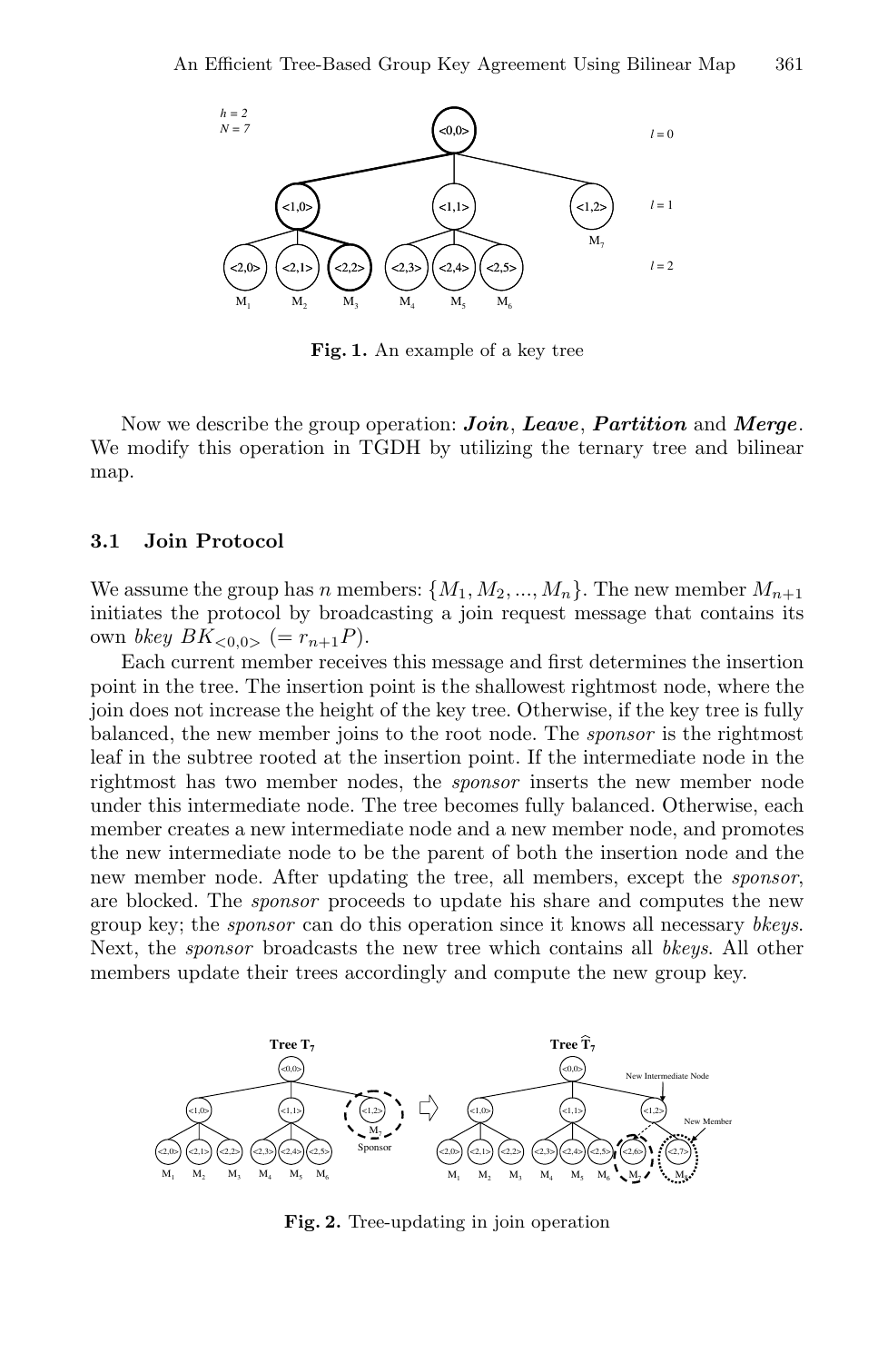Fig. 1. An example of a key tree

Now we describe the group operation: ***Join***, ***Leave***, ***Partition*** and ***Merge***. We modify this operation in TGDH by utilizing the ternary tree and bilinear map.

### 3.1 Join Protocol

We assume the group has $n$ members: $\{M_1, M_2, ..., M_n\}$. The new member $M_{n+1}$ initiates the protocol by broadcasting a join request message that contains its own *bkey* $BK_{<0,0>}$ $(= r_{n+1}P)$.

Each current member receives this message and first determines the insertion point in the tree. The insertion point is the shallowest rightmost node, where the join does not increase the height of the key tree. Otherwise, if the key tree is fully balanced, the new member joins to the root node. The *sponsor* is the rightmost leaf in the subtree rooted at the insertion point. If the intermediate node in the rightmost has two member nodes, the *sponsor* inserts the new member node under this intermediate node. The tree becomes fully balanced. Otherwise, each member creates a new intermediate node and a new member node, and promotes the new intermediate node to be the parent of both the insertion node and the new member node. After updating the tree, all members, except the *sponsor*, are blocked. The *sponsor* proceeds to update his share and computes the new group key; the *sponsor* can do this operation since it knows all necessary *bkeys*. Next, the *sponsor* broadcasts the new tree which contains all *bkeys*. All other members update their trees accordingly and compute the new group key.

Fig. 2. Tree-updating in join operation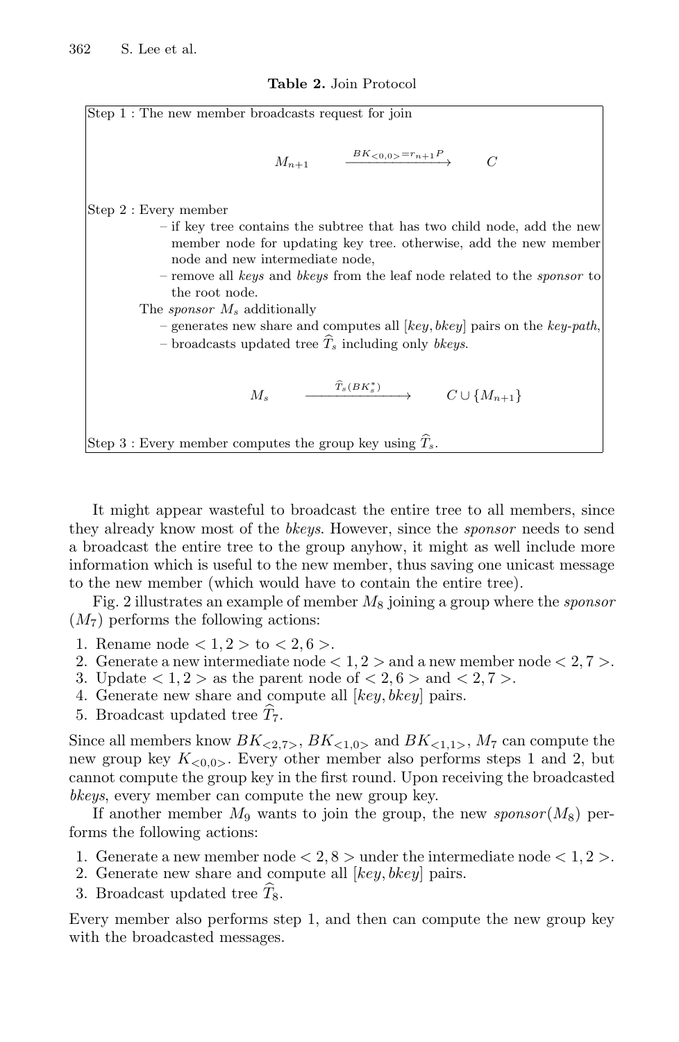**Table 2.** Join Protocol

Step 1 : The new member broadcasts request for join

$$M_{n+1} \xrightarrow{BK_{<0,0>}=r_{n+1}P} C$$

Step 2 : Every member

- if key tree contains the subtree that has two child node, add the new member node for updating key tree. otherwise, add the new member node and new intermediate node,
- remove all *keys* and *bkeys* from the leaf node related to the *sponsor* to the root node.

The *sponsor* $M_s$ additionally

- generates new share and computes all [*key*, *bkey*] pairs on the *key-path*,
- broadcasts updated tree $\widehat{T}_s$ including only *bkeys*.

$$M_s \xrightarrow{\widehat{T}_s(BK_s^*)} C \cup \{M_{n+1}\}$$

Step 3 : Every member computes the group key using $\widehat{T}_s$.

It might appear wasteful to broadcast the entire tree to all members, since they already know most of the *bkeys*. However, since the *sponsor* needs to send a broadcast the entire tree to the group anyhow, it might as well include more information which is useful to the new member, thus saving one unicast message to the new member (which would have to contain the entire tree).

Fig. 2 illustrates an example of member $M_8$ joining a group where the *sponsor* ($M_7$) performs the following actions:

1. Rename node $<1,2>$ to $<2,6>$.
2. Generate a new intermediate node $<1,2>$ and a new member node $<2,7>$.
3. Update $<1,2>$ as the parent node of $<2,6>$ and $<2,7>$.
4. Generate new share and compute all [*key*, *bkey*] pairs.
5. Broadcast updated tree $\widehat{T}_7$.

Since all members know $BK_{<2,7>}$, $BK_{<1,0>}$ and $BK_{<1,1>}$, $M_7$ can compute the new group key $K_{<0,0>}$. Every other member also performs steps 1 and 2, but cannot compute the group key in the first round. Upon receiving the broadcasted *bkeys*, every member can compute the new group key.

If another member $M_9$ wants to join the group, the new *sponsor*($M_8$) performs the following actions:

1. Generate a new member node $<2,8>$ under the intermediate node $<1,2>$.
2. Generate new share and compute all [*key*, *bkey*] pairs.
3. Broadcast updated tree $\widehat{T}_8$.

Every member also performs step 1, and then can compute the new group key with the broadcasted messages.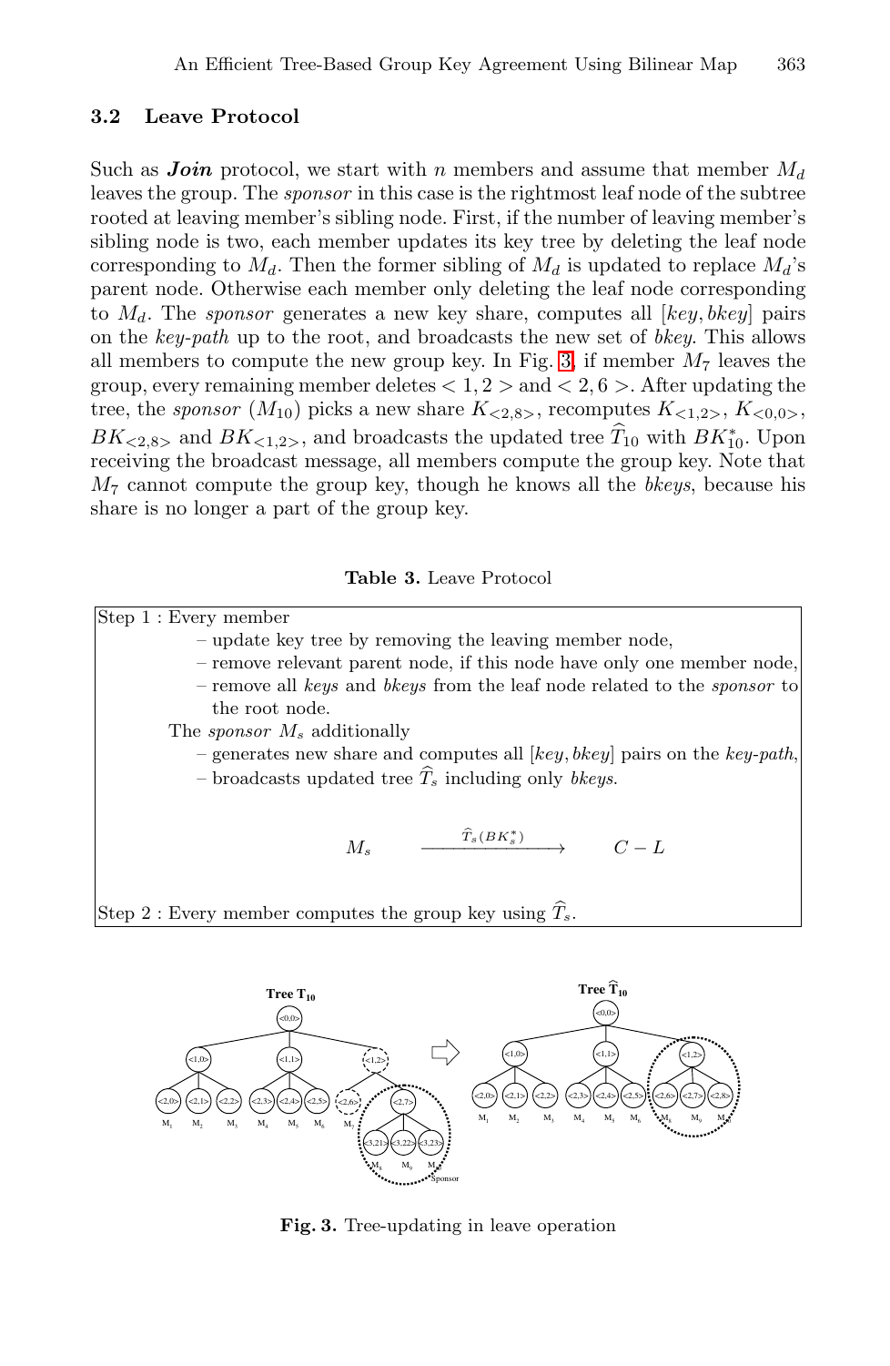### 3.2 Leave Protocol

Such as ***Join*** protocol, we start with $n$ members and assume that member $M_d$ leaves the group. The *sponsor* in this case is the rightmost leaf node of the subtree rooted at leaving member's sibling node. First, if the number of leaving member's sibling node is two, each member updates its key tree by deleting the leaf node corresponding to $M_d$. Then the former sibling of $M_d$ is updated to replace $M_d$'s parent node. Otherwise each member only deleting the leaf node corresponding to $M_d$. The *sponsor* generates a new key share, computes all [*key*, *bkey*] pairs on the *key-path* up to the root, and broadcasts the new set of *bkey*. This allows all members to compute the new group key. In Fig. 3, if member $M_7$ leaves the group, every remaining member deletes $< 1, 2 >$ and $< 2, 6 >$. After updating the tree, the *sponsor* ($M_{10}$) picks a new share $K_{<2,8>}$, recomputes $K_{<1,2>}$, $K_{<0,0>}$, $BK_{<2,8>}$ and $BK_{<1,2>}$, and broadcasts the updated tree $\widehat{T}_{10}$ with $BK^*_{10}$. Upon receiving the broadcast message, all members compute the group key. Note that $M_7$ cannot compute the group key, though he knows all the *bkeys*, because his share is no longer a part of the group key.

**Table 3.** Leave Protocol

| |
|---|
| Step 1 : Every member<br>– update key tree by removing the leaving member node,<br>– remove relevant parent node, if this node have only one member node,<br>– remove all *keys* and *bkeys* from the leaf node related to the *sponsor* to the root node.<br>The *sponsor* $M_s$ additionally<br>– generates new share and computes all [*key*, *bkey*] pairs on the *key-path*,<br>– broadcasts updated tree $\widehat{T}_s$ including only *bkeys*.<br>$M_s \xrightarrow{\widehat{T}_s(BK^*_s)} C - L$<br>Step 2 : Every member computes the group key using $\widehat{T}_s$. |

**Fig. 3.** Tree-updating in leave operation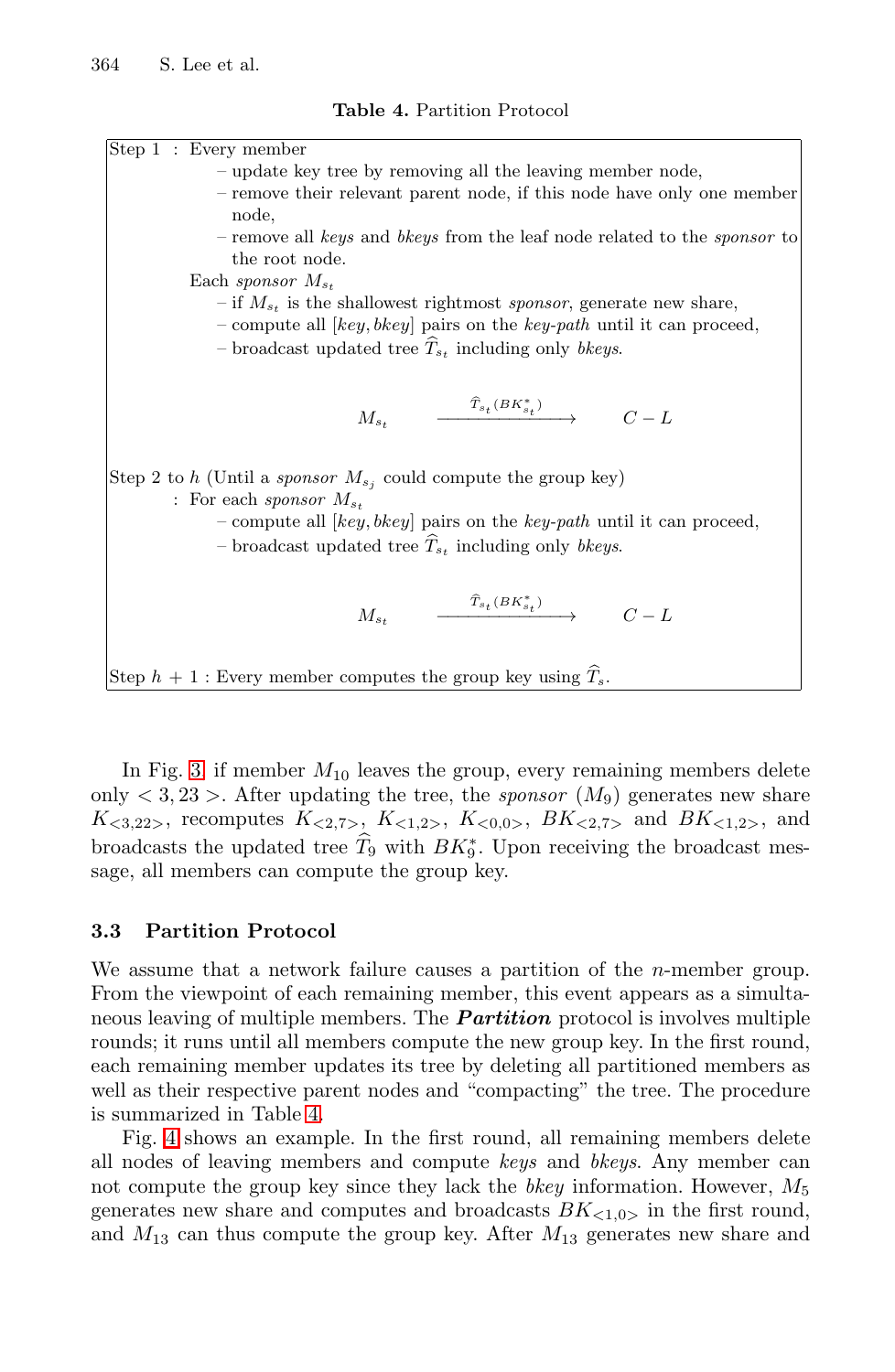**Table 4.** Partition Protocol

Step 1 : Every member

- update key tree by removing all the leaving member node,
- remove their relevant parent node, if this node have only one member node,
- remove all *keys* and *bkeys* from the leaf node related to the *sponsor* to the root node.

Each *sponsor* $M_{s_t}$

- if $M_{s_t}$ is the shallowest rightmost *sponsor*, generate new share,
- compute all [*key*, *bkey*] pairs on the *key-path* until it can proceed,
- broadcast updated tree $\widehat{T}_{s_t}$ including only *bkeys*.

$$M_{s_t} \xrightarrow{\widehat{T}_{s_t}(BK^*_{s_t})} C - L$$

Step 2 to $h$ (Until a *sponsor* $M_{s_j}$ could compute the group key)

: For each *sponsor* $M_{s_t}$

- compute all [*key*, *bkey*] pairs on the *key-path* until it can proceed,
- broadcast updated tree $\widehat{T}_{s_t}$ including only *bkeys*.

$$M_{s_t} \xrightarrow{\widehat{T}_{s_t}(BK^*_{s_t})} C - L$$

Step $h$ + 1 : Every member computes the group key using $\widehat{T}_s$.

In Fig. 3, if member $M_{10}$ leaves the group, every remaining members delete only $< 3, 23 >$. After updating the tree, the *sponsor* ($M_9$) generates new share $K_{<3,22>}$, recomputes $K_{<2,7>}$, $K_{<1,2>}$, $K_{<0,0>}$, $BK_{<2,7>}$ and $BK_{<1,2>}$, and broadcasts the updated tree $\widehat{T}_9$ with $BK^*_9$. Upon receiving the broadcast message, all members can compute the group key.

### 3.3 Partition Protocol

We assume that a network failure causes a partition of the $n$-member group. From the viewpoint of each remaining member, this event appears as a simultaneous leaving of multiple members. The ***Partition*** protocol is involves multiple rounds; it runs until all members compute the new group key. In the first round, each remaining member updates its tree by deleting all partitioned members as well as their respective parent nodes and "compacting" the tree. The procedure is summarized in Table 4.

Fig. 4 shows an example. In the first round, all remaining members delete all nodes of leaving members and compute *keys* and *bkeys*. Any member can not compute the group key since they lack the *bkey* information. However, $M_5$ generates new share and computes and broadcasts $BK_{<1,0>}$ in the first round, and $M_{13}$ can thus compute the group key. After $M_{13}$ generates new share and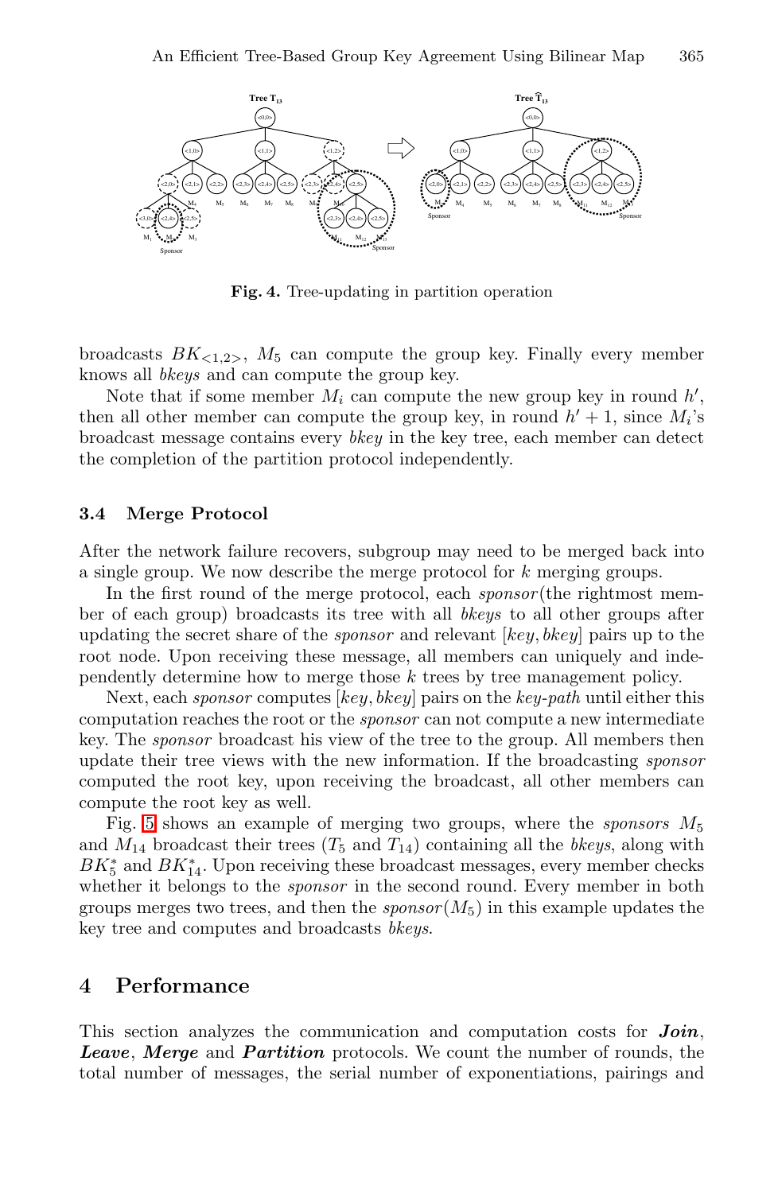**Fig. 4.** Tree-updating in partition operation

broadcasts $BK_{<1,2>}$, $M_5$ can compute the group key. Finally every member knows all *bkeys* and can compute the group key.

Note that if some member $M_i$ can compute the new group key in round $h'$, then all other member can compute the group key, in round $h' + 1$, since $M_i$'s broadcast message contains every *bkey* in the key tree, each member can detect the completion of the partition protocol independently.

### 3.4 Merge Protocol

After the network failure recovers, subgroup may need to be merged back into a single group. We now describe the merge protocol for $k$ merging groups.

In the first round of the merge protocol, each *sponsor*(the rightmost member of each group) broadcasts its tree with all *bkeys* to all other groups after updating the secret share of the *sponsor* and relevant [*key*, *bkey*] pairs up to the root node. Upon receiving these message, all members can uniquely and independently determine how to merge those $k$ trees by tree management policy.

Next, each *sponsor* computes [*key*, *bkey*] pairs on the *key-path* until either this computation reaches the root or the *sponsor* can not compute a new intermediate key. The *sponsor* broadcast his view of the tree to the group. All members then update their tree views with the new information. If the broadcasting *sponsor* computed the root key, upon receiving the broadcast, all other members can compute the root key as well.

Fig. 5 shows an example of merging two groups, where the *sponsors* $M_5$ and $M_{14}$ broadcast their trees ($T_5$ and $T_{14}$) containing all the *bkeys*, along with $BK_5^*$ and $BK_{14}^*$. Upon receiving these broadcast messages, every member checks whether it belongs to the *sponsor* in the second round. Every member in both groups merges two trees, and then the *sponsor*($M_5$) in this example updates the key tree and computes and broadcasts *bkeys*.

## 4 Performance

This section analyzes the communication and computation costs for ***Join***, ***Leave***, ***Merge*** and ***Partition*** protocols. We count the number of rounds, the total number of messages, the serial number of exponentiations, pairings and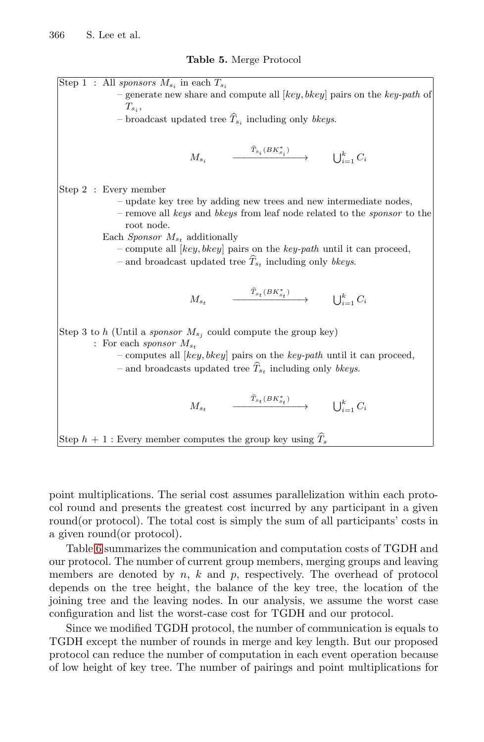**Table 5.** Merge Protocol

Step 1 : All *sponsors* $M_{s_i}$ in each $T_{s_i}$

- generate new share and compute all [*key*, *bkey*] pairs on the *key-path* of $T_{s_i}$,
- broadcast updated tree $\widehat{T}_{s_i}$ including only *bkeys*.

$$M_{s_i} \xrightarrow{\widehat{T}_{s_i}(BK^*_{s_i})} \bigcup_{i=1}^{k} C_i$$

Step 2 : Every member

- update key tree by adding new trees and new intermediate nodes,
- remove all *keys* and *bkeys* from leaf node related to the *sponsor* to the root node.

Each *Sponsor* $M_{s_t}$ additionally

- compute all [*key*, *bkey*] pairs on the *key-path* until it can proceed,
- and broadcast updated tree $\widehat{T}_{s_t}$ including only *bkeys*.

$$M_{s_t} \xrightarrow{\widehat{T}_{s_t}(BK^*_{s_t})} \bigcup_{i=1}^{k} C_i$$

Step 3 to $h$ (Until a *sponsor* $M_{s_j}$ could compute the group key)
: For each *sponsor* $M_{s_t}$

- computes all [*key*, *bkey*] pairs on the *key-path* until it can proceed,
- and broadcasts updated tree $\widehat{T}_{s_t}$ including only *bkeys*.

$$M_{s_t} \xrightarrow{\widehat{T}_{s_t}(BK^*_{s_t})} \bigcup_{i=1}^{k} C_i$$

Step $h+1$ : Every member computes the group key using $\widehat{T}_s$

point multiplications. The serial cost assumes parallelization within each protocol round and presents the greatest cost incurred by any participant in a given round(or protocol). The total cost is simply the sum of all participants' costs in a given round(or protocol).

Table 6 summarizes the communication and computation costs of TGDH and our protocol. The number of current group members, merging groups and leaving members are denoted by $n$, $k$ and $p$, respectively. The overhead of protocol depends on the tree height, the balance of the key tree, the location of the joining tree and the leaving nodes. In our analysis, we assume the worst case configuration and list the worst-case cost for TGDH and our protocol.

Since we modified TGDH protocol, the number of communication is equals to TGDH except the number of rounds in merge and key length. But our proposed protocol can reduce the number of computation in each event operation because of low height of key tree. The number of pairings and point multiplications for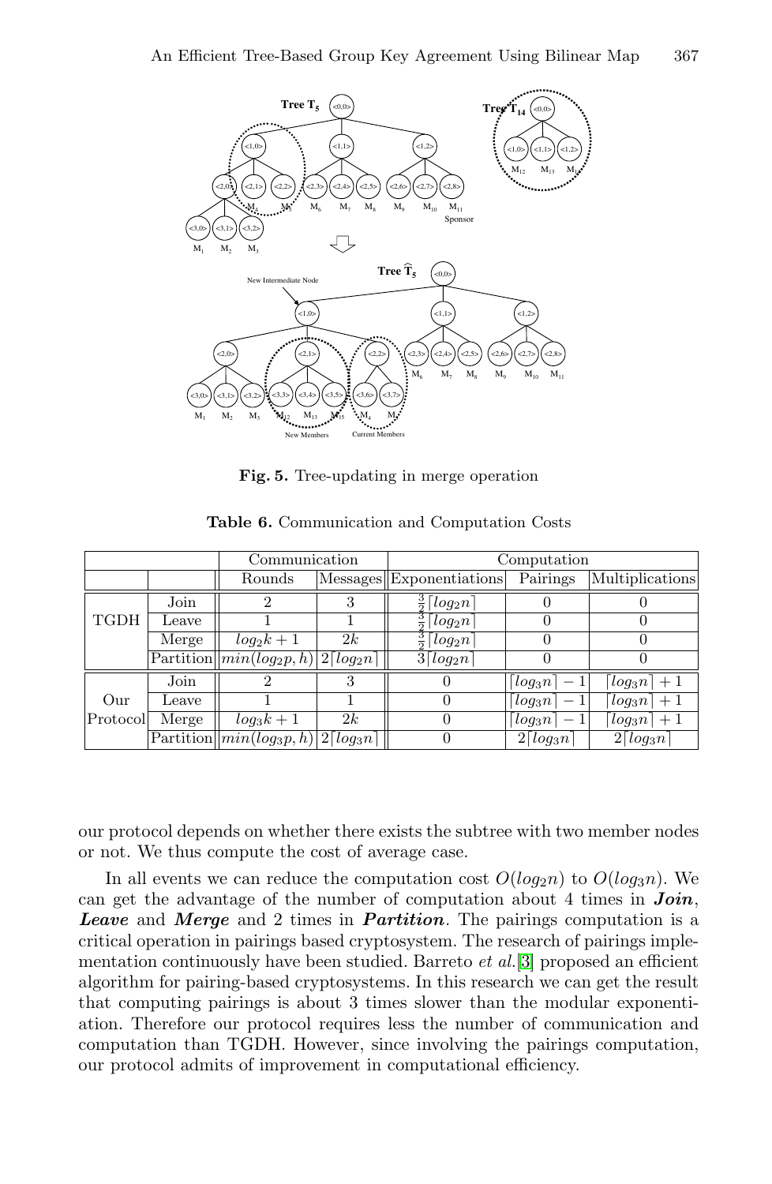Fig. 5. Tree-updating in merge operation

Table 6. Communication and Computation Costs

| | | Communication | | Computation | | |
|---|---|---|---|---|---|---|
| | | Rounds | Messages | Exponentiations | Pairings | Multiplications |
| TGDH | Join | 2 | 3 | $\frac{3}{2}\lceil log_2 n\rceil$ | 0 | 0 |
| | Leave | 1 | 1 | $\frac{3}{2}\lceil log_2 n\rceil$ | 0 | 0 |
| | Merge | $log_2 k + 1$ | $2k$ | $\frac{3}{2}\lceil log_2 n\rceil$ | 0 | 0 |
| | Partition | $min(log_2 p, h)$ | $2\lceil log_2 n\rceil$ | $3\lceil log_2 n\rceil$ | 0 | 0 |
| Our Protocol | Join | 2 | 3 | 0 | $\lceil log_3 n\rceil - 1$ | $\lceil log_3 n\rceil + 1$ |
| | Leave | 1 | 1 | 0 | $\lceil log_3 n\rceil - 1$ | $\lceil log_3 n\rceil + 1$ |
| | Merge | $log_3 k + 1$ | $2k$ | 0 | $\lceil log_3 n\rceil - 1$ | $\lceil log_3 n\rceil + 1$ |
| | Partition | $min(log_3 p, h)$ | $2\lceil log_3 n\rceil$ | 0 | $2\lceil log_3 n\rceil$ | $2\lceil log_3 n\rceil$ |

our protocol depends on whether there exists the subtree with two member nodes or not. We thus compute the cost of average case.

In all events we can reduce the computation cost $O(log_2 n)$ to $O(log_3 n)$. We can get the advantage of the number of computation about 4 times in ***Join***, ***Leave*** and ***Merge*** and 2 times in ***Partition***. The pairings computation is a critical operation in pairings based cryptosystem. The research of pairings implementation continuously have been studied. Barreto *et al.*[3] proposed an efficient algorithm for pairing-based cryptosystems. In this research we can get the result that computing pairings is about 3 times slower than the modular exponentiation. Therefore our protocol requires less the number of communication and computation than TGDH. However, since involving the pairings computation, our protocol admits of improvement in computational efficiency.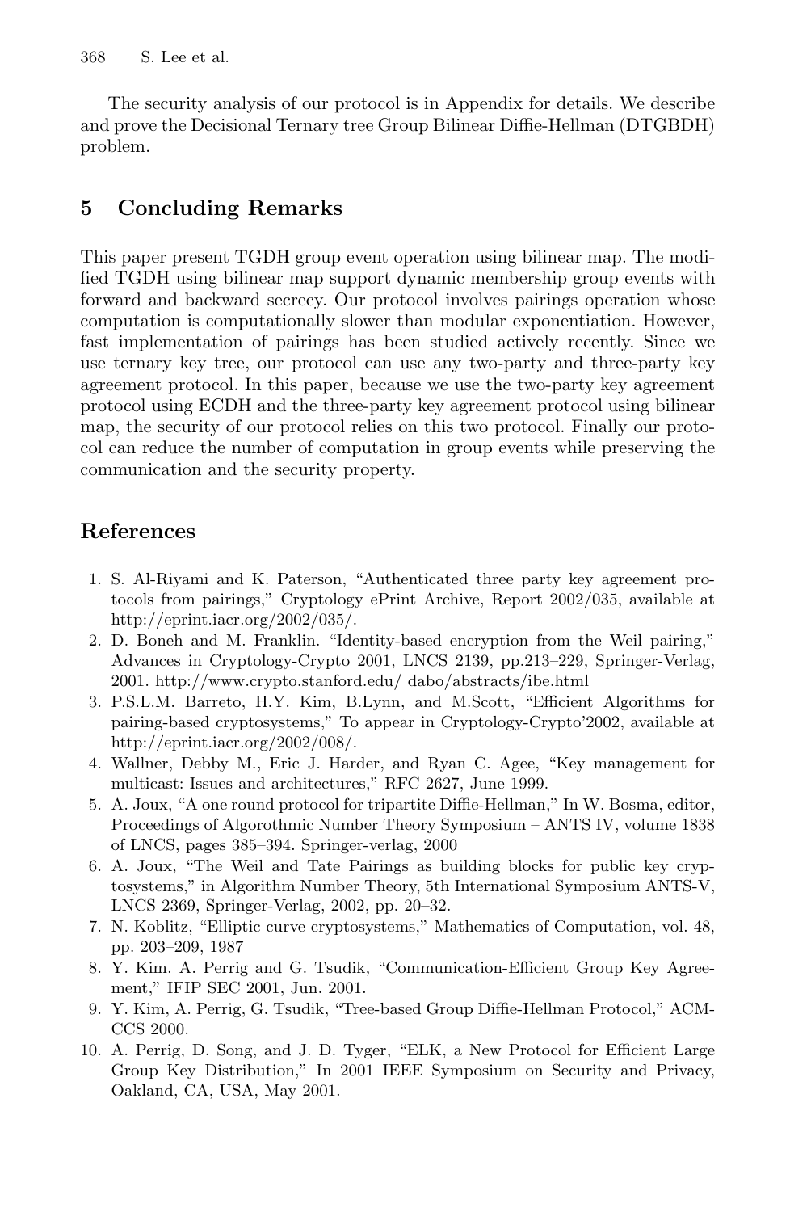The security analysis of our protocol is in Appendix for details. We describe and prove the Decisional Ternary tree Group Bilinear Diffie-Hellman (DTGBDH) problem.

## 5 Concluding Remarks

This paper present TGDH group event operation using bilinear map. The modified TGDH using bilinear map support dynamic membership group events with forward and backward secrecy. Our protocol involves pairings operation whose computation is computationally slower than modular exponentiation. However, fast implementation of pairings has been studied actively recently. Since we use ternary key tree, our protocol can use any two-party and three-party key agreement protocol. In this paper, because we use the two-party key agreement protocol using ECDH and the three-party key agreement protocol using bilinear map, the security of our protocol relies on this two protocol. Finally our protocol can reduce the number of computation in group events while preserving the communication and the security property.

## References

1. S. Al-Riyami and K. Paterson, "Authenticated three party key agreement protocols from pairings," Cryptology ePrint Archive, Report 2002/035, available at http://eprint.iacr.org/2002/035/.
2. D. Boneh and M. Franklin. "Identity-based encryption from the Weil pairing," Advances in Cryptology-Crypto 2001, LNCS 2139, pp.213–229, Springer-Verlag, 2001. http://www.crypto.stanford.edu/ dabo/abstracts/ibe.html
3. P.S.L.M. Barreto, H.Y. Kim, B.Lynn, and M.Scott, "Efficient Algorithms for pairing-based cryptosystems," To appear in Cryptology-Crypto'2002, available at http://eprint.iacr.org/2002/008/.
4. Wallner, Debby M., Eric J. Harder, and Ryan C. Agee, "Key management for multicast: Issues and architectures," RFC 2627, June 1999.
5. A. Joux, "A one round protocol for tripartite Diffie-Hellman," In W. Bosma, editor, Proceedings of Algorothmic Number Theory Symposium – ANTS IV, volume 1838 of LNCS, pages 385–394. Springer-verlag, 2000
6. A. Joux, "The Weil and Tate Pairings as building blocks for public key cryptosystems," in Algorithm Number Theory, 5th International Symposium ANTS-V, LNCS 2369, Springer-Verlag, 2002, pp. 20–32.
7. N. Koblitz, "Elliptic curve cryptosystems," Mathematics of Computation, vol. 48, pp. 203–209, 1987
8. Y. Kim. A. Perrig and G. Tsudik, "Communication-Efficient Group Key Agreement," IFIP SEC 2001, Jun. 2001.
9. Y. Kim, A. Perrig, G. Tsudik, "Tree-based Group Diffie-Hellman Protocol," ACM-CCS 2000.
10. A. Perrig, D. Song, and J. D. Tyger, "ELK, a New Protocol for Efficient Large Group Key Distribution," In 2001 IEEE Symposium on Security and Privacy, Oakland, CA, USA, May 2001.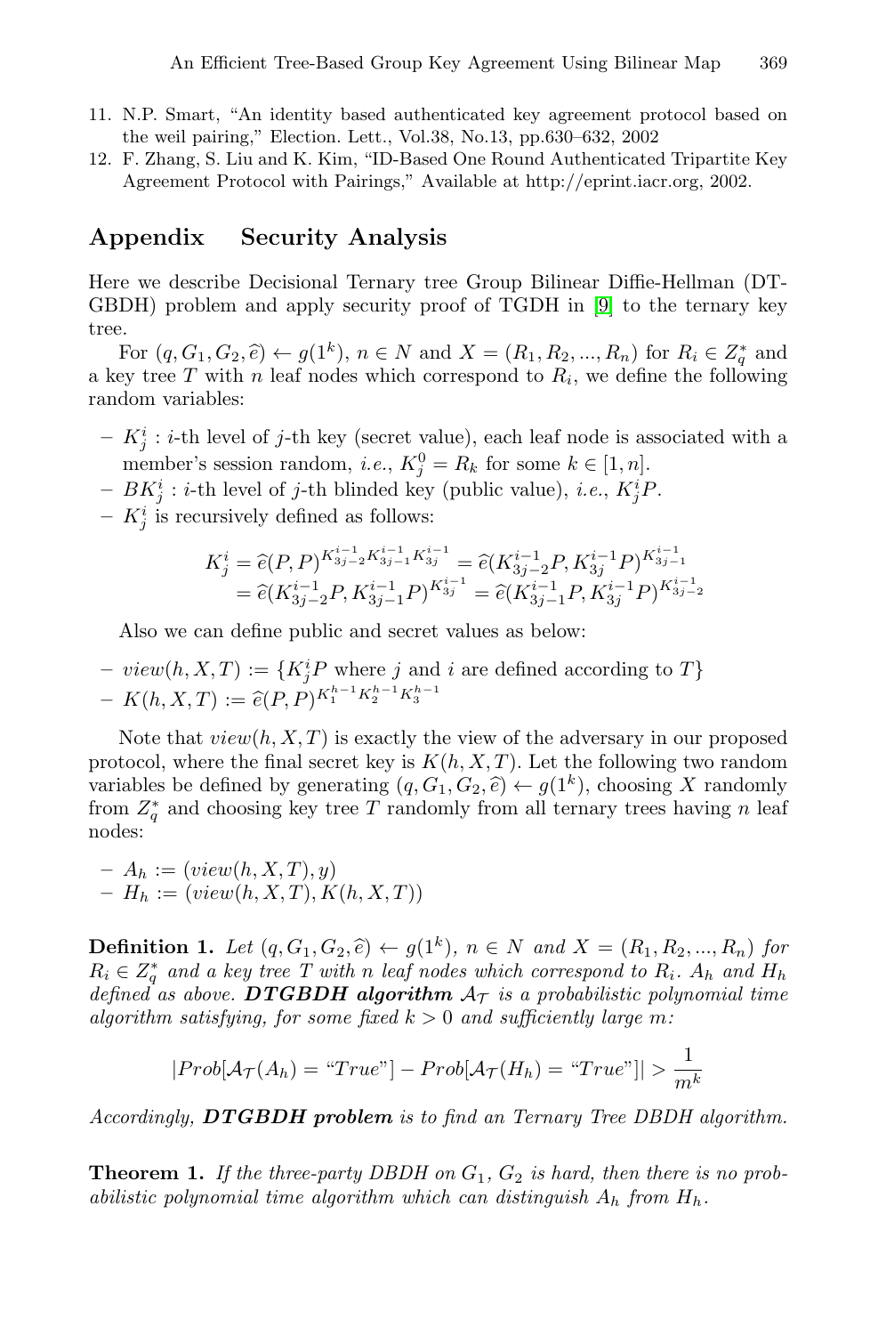11. N.P. Smart, "An identity based authenticated key agreement protocol based on the weil pairing," Election. Lett., Vol.38, No.13, pp.630–632, 2002
12. F. Zhang, S. Liu and K. Kim, "ID-Based One Round Authenticated Tripartite Key Agreement Protocol with Pairings," Available at http://eprint.iacr.org, 2002.

## Appendix Security Analysis

Here we describe Decisional Ternary tree Group Bilinear Diffie-Hellman (DT-GBDH) problem and apply security proof of TGDH in [9] to the ternary key tree.

For $(q, G_1, G_2, \hat{e}) \leftarrow g(1^k)$, $n \in N$ and $X = (R_1, R_2, ..., R_n)$ for $R_i \in Z_q^*$ and a key tree $T$ with $n$ leaf nodes which correspond to $R_i$, we define the following random variables:

- $K_j^i$ : $i$-th level of $j$-th key (secret value), each leaf node is associated with a member's session random, *i.e.*, $K_j^0 = R_k$ for some $k \in [1, n]$.
- $BK_j^i$ : $i$-th level of $j$-th blinded key (public value), *i.e.*, $K_j^i P$.
- $K_j^i$ is recursively defined as follows:

$$
\begin{aligned}
K_j^i &= \hat{e}(P, P)^{K_{3j-2}^{i-1} K_{3j-1}^{i-1} K_{3j}^{i-1}} = \hat{e}(K_{3j-2}^{i-1} P, K_{3j}^{i-1} P)^{K_{3j-1}^{i-1}} \\
&= \hat{e}(K_{3j-2}^{i-1} P, K_{3j-1}^{i-1} P)^{K_{3j}^{i-1}} = \hat{e}(K_{3j-1}^{i-1} P, K_{3j}^{i-1} P)^{K_{3j-2}^{i-1}}
\end{aligned}
$$

Also we can define public and secret values as below:

- $view(h, X, T) := \{K_j^i P \text{ where } j \text{ and } i \text{ are defined according to } T\}$
- $K(h, X, T) := \hat{e}(P, P)^{K_1^{h-1} K_2^{h-1} K_3^{h-1}}$

Note that $view(h, X, T)$ is exactly the view of the adversary in our proposed protocol, where the final secret key is $K(h, X, T)$. Let the following two random variables be defined by generating $(q, G_1, G_2, \hat{e}) \leftarrow g(1^k)$, choosing $X$ randomly from $Z_q^*$ and choosing key tree $T$ randomly from all ternary trees having $n$ leaf nodes:

- $A_h := (view(h, X, T), y)$
- $H_h := (view(h, X, T), K(h, X, T))$

**Definition 1.** *Let $(q, G_1, G_2, \hat{e}) \leftarrow g(1^k)$, $n \in N$ and $X = (R_1, R_2, ..., R_n)$ for $R_i \in Z_q^*$ and a key tree $T$ with $n$ leaf nodes which correspond to $R_i$. $A_h$ and $H_h$ defined as above.* ***DTGBDH algorithm*** *$\mathcal{A}_\mathcal{T}$ is a probabilistic polynomial time algorithm satisfying, for some fixed $k > 0$ and sufficiently large $m$:*

$$
|Prob[\mathcal{A}_\mathcal{T}(A_h) = \text{“}True\text{”}] - Prob[\mathcal{A}_\mathcal{T}(H_h) = \text{“}True\text{”}]| > \frac{1}{m^k}
$$

*Accordingly,* ***DTGBDH problem*** *is to find an Ternary Tree DBDH algorithm.*

**Theorem 1.** *If the three-party DBDH on $G_1$, $G_2$ is hard, then there is no probabilistic polynomial time algorithm which can distinguish $A_h$ from $H_h$.*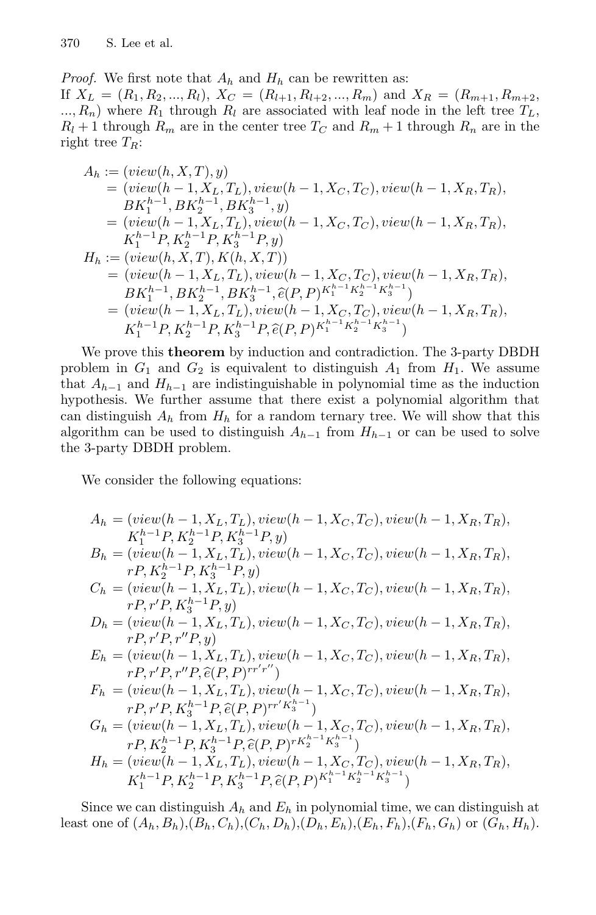*Proof.* We first note that $A_h$ and $H_h$ can be rewritten as:
If $X_L = (R_1, R_2, ..., R_l)$, $X_C = (R_{l+1}, R_{l+2}, ..., R_m)$ and $X_R = (R_{m+1}, R_{m+2}, ..., R_n)$ where $R_1$ through $R_l$ are associated with leaf node in the left tree $T_L$, $R_l + 1$ through $R_m$ are in the center tree $T_C$ and $R_m + 1$ through $R_n$ are in the right tree $T_R$:

$$
\begin{aligned}
A_h &:= (view(h, X, T), y) \\
&= (view(h-1, X_L, T_L), view(h-1, X_C, T_C), view(h-1, X_R, T_R), \\
&\quad BK_1^{h-1}, BK_2^{h-1}, BK_3^{h-1}, y) \\
&= (view(h-1, X_L, T_L), view(h-1, X_C, T_C), view(h-1, X_R, T_R), \\
&\quad K_1^{h-1}P, K_2^{h-1}P, K_3^{h-1}P, y) \\
H_h &:= (view(h, X, T), K(h, X, T)) \\
&= (view(h-1, X_L, T_L), view(h-1, X_C, T_C), view(h-1, X_R, T_R), \\
&\quad BK_1^{h-1}, BK_2^{h-1}, BK_3^{h-1}, \hat{e}(P, P)^{K_1^{h-1}K_2^{h-1}K_3^{h-1}}) \\
&= (view(h-1, X_L, T_L), view(h-1, X_C, T_C), view(h-1, X_R, T_R), \\
&\quad K_1^{h-1}P, K_2^{h-1}P, K_3^{h-1}P, \hat{e}(P, P)^{K_1^{h-1}K_2^{h-1}K_3^{h-1}})
\end{aligned}
$$

We prove this **theorem** by induction and contradiction. The 3-party DBDH problem in $G_1$ and $G_2$ is equivalent to distinguish $A_1$ from $H_1$. We assume that $A_{h-1}$ and $H_{h-1}$ are indistinguishable in polynomial time as the induction hypothesis. We further assume that there exist a polynomial algorithm that can distinguish $A_h$ from $H_h$ for a random ternary tree. We will show that this algorithm can be used to distinguish $A_{h-1}$ from $H_{h-1}$ or can be used to solve the 3-party DBDH problem.

We consider the following equations:

$$
\begin{aligned}
A_h &= (view(h-1, X_L, T_L), view(h-1, X_C, T_C), view(h-1, X_R, T_R), \\
&\quad K_1^{h-1}P, K_2^{h-1}P, K_3^{h-1}P, y) \\
B_h &= (view(h-1, X_L, T_L), view(h-1, X_C, T_C), view(h-1, X_R, T_R), \\
&\quad rP, K_2^{h-1}P, K_3^{h-1}P, y) \\
C_h &= (view(h-1, X_L, T_L), view(h-1, X_C, T_C), view(h-1, X_R, T_R), \\
&\quad rP, r'P, K_3^{h-1}P, y) \\
D_h &= (view(h-1, X_L, T_L), view(h-1, X_C, T_C), view(h-1, X_R, T_R), \\
&\quad rP, r'P, r''P, y) \\
E_h &= (view(h-1, X_L, T_L), view(h-1, X_C, T_C), view(h-1, X_R, T_R), \\
&\quad rP, r'P, r''P, \hat{e}(P, P)^{rr'r''}) \\
F_h &= (view(h-1, X_L, T_L), view(h-1, X_C, T_C), view(h-1, X_R, T_R), \\
&\quad rP, r'P, K_3^{h-1}P, \hat{e}(P, P)^{rr'K_3^{h-1}}) \\
G_h &= (view(h-1, X_L, T_L), view(h-1, X_C, T_C), view(h-1, X_R, T_R), \\
&\quad rP, K_2^{h-1}P, K_3^{h-1}P, \hat{e}(P, P)^{rK_2^{h-1}K_3^{h-1}}) \\
H_h &= (view(h-1, X_L, T_L), view(h-1, X_C, T_C), view(h-1, X_R, T_R), \\
&\quad K_1^{h-1}P, K_2^{h-1}P, K_3^{h-1}P, \hat{e}(P, P)^{K_1^{h-1}K_2^{h-1}K_3^{h-1}})
\end{aligned}
$$

Since we can distinguish $A_h$ and $E_h$ in polynomial time, we can distinguish at least one of $(A_h, B_h)$,$(B_h, C_h)$,$(C_h, D_h)$,$(D_h, E_h)$,$(E_h, F_h)$,$(F_h, G_h)$ or $(G_h, H_h)$.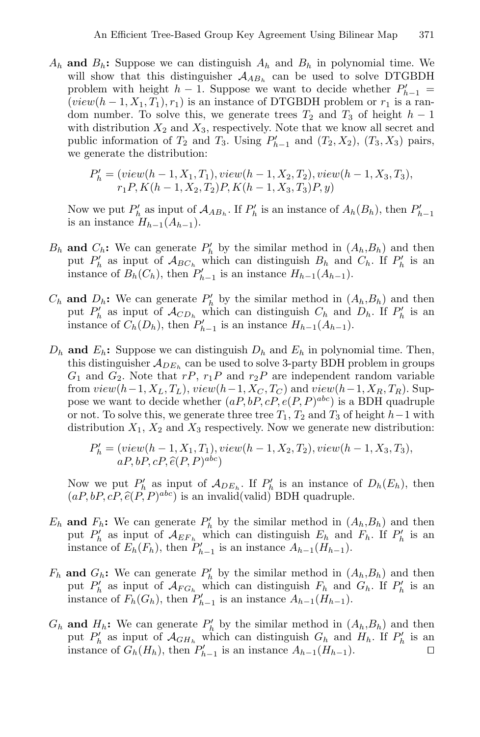**$A_h$ and $B_h$:** Suppose we can distinguish $A_h$ and $B_h$ in polynomial time. We will show that this distinguisher $\mathcal{A}_{AB_h}$ can be used to solve DTGBDH problem with height $h-1$. Suppose we want to decide whether $P'_{h-1} = (view(h-1, X_1, T_1), r_1)$ is an instance of DTGBDH problem or $r_1$ is a random number. To solve this, we generate trees $T_2$ and $T_3$ of height $h-1$ with distribution $X_2$ and $X_3$, respectively. Note that we know all secret and public information of $T_2$ and $T_3$. Using $P'_{h-1}$ and $(T_2, X_2)$, $(T_3, X_3)$ pairs, we generate the distribution:

$$P'_h = (view(h-1, X_1, T_1), view(h-1, X_2, T_2), view(h-1, X_3, T_3), \\ r_1 P, K(h-1, X_2, T_2)P, K(h-1, X_3, T_3)P, y)$$

Now we put $P'_h$ as input of $\mathcal{A}_{AB_h}$. If $P'_h$ is an instance of $A_h(B_h)$, then $P'_{h-1}$ is an instance $H_{h-1}(A_{h-1})$.

**$B_h$ and $C_h$:** We can generate $P'_h$ by the similar method in ($A_h$,$B_h$) and then put $P'_h$ as input of $\mathcal{A}_{BC_h}$ which can distinguish $B_h$ and $C_h$. If $P'_h$ is an instance of $B_h(C_h)$, then $P'_{h-1}$ is an instance $H_{h-1}(A_{h-1})$.

**$C_h$ and $D_h$:** We can generate $P'_h$ by the similar method in ($A_h$,$B_h$) and then put $P'_h$ as input of $\mathcal{A}_{CD_h}$ which can distinguish $C_h$ and $D_h$. If $P'_h$ is an instance of $C_h(D_h)$, then $P'_{h-1}$ is an instance $H_{h-1}(A_{h-1})$.

**$D_h$ and $E_h$:** Suppose we can distinguish $D_h$ and $E_h$ in polynomial time. Then, this distinguisher $\mathcal{A}_{DE_h}$ can be used to solve 3-party BDH problem in groups $G_1$ and $G_2$. Note that $rP$, $r_1P$ and $r_2P$ are independent random variable from $view(h-1, X_L, T_L)$, $view(h-1, X_C, T_C)$ and $view(h-1, X_R, T_R)$. Suppose we want to decide whether $(aP, bP, cP, e(P,P)^{abc})$ is a BDH quadruple or not. To solve this, we generate three tree $T_1$, $T_2$ and $T_3$ of height $h-1$ with distribution $X_1$, $X_2$ and $X_3$ respectively. Now we generate new distribution:

$$P'_h = (view(h-1, X_1, T_1), view(h-1, X_2, T_2), view(h-1, X_3, T_3), \\ aP, bP, cP, \hat{e}(P,P)^{abc})$$

Now we put $P'_h$ as input of $\mathcal{A}_{DE_h}$. If $P'_h$ is an instance of $D_h(E_h)$, then $(aP, bP, cP, \hat{e}(P,P)^{abc})$ is an invalid(valid) BDH quadruple.

**$E_h$ and $F_h$:** We can generate $P'_h$ by the similar method in ($A_h$,$B_h$) and then put $P'_h$ as input of $\mathcal{A}_{EF_h}$ which can distinguish $E_h$ and $F_h$. If $P'_h$ is an instance of $E_h(F_h)$, then $P'_{h-1}$ is an instance $A_{h-1}(H_{h-1})$.

**$F_h$ and $G_h$:** We can generate $P'_h$ by the similar method in ($A_h$,$B_h$) and then put $P'_h$ as input of $\mathcal{A}_{FG_h}$ which can distinguish $F_h$ and $G_h$. If $P'_h$ is an instance of $F_h(G_h)$, then $P'_{h-1}$ is an instance $A_{h-1}(H_{h-1})$.

**$G_h$ and $H_h$:** We can generate $P'_h$ by the similar method in ($A_h$,$B_h$) and then put $P'_h$ as input of $\mathcal{A}_{GH_h}$ which can distinguish $G_h$ and $H_h$. If $P'_h$ is an instance of $G_h(H_h)$, then $P'_{h-1}$ is an instance $A_{h-1}(H_{h-1})$. □